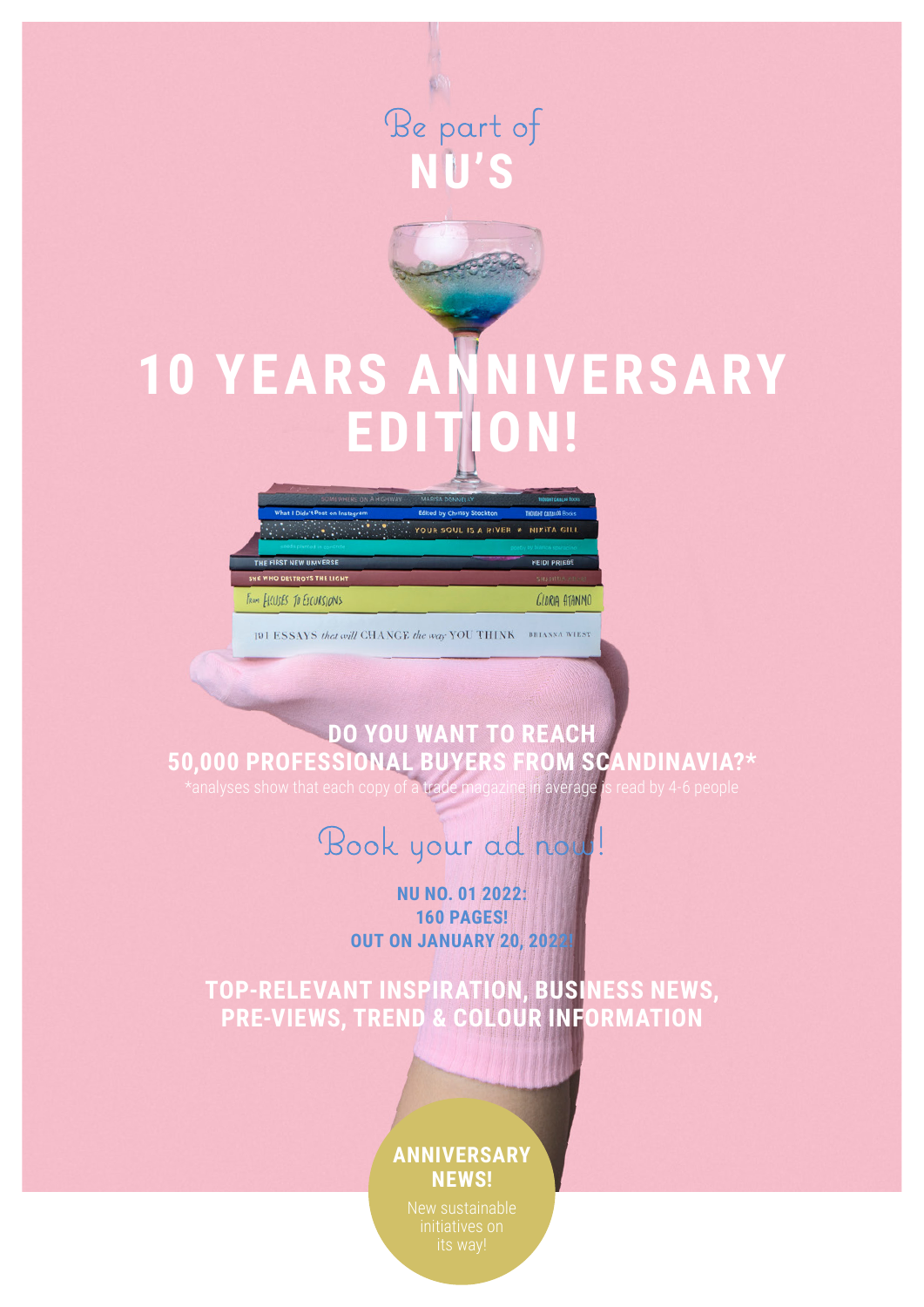Be part of

# NU'S

# 10 YEARS ANNIVERSARY EDITION!

## DO YOU WANT TO REACH 50,000 PROFESSIONAL BUYERS FROM SCANDINAVIA?*

*analyses show that each copy of a trade magazine in average is read by 4-6 people

Book your ad now!

**NU NO. 01 2022:**
**160 PAGES!**
**OUT ON JANUARY 20, 2022!**

## TOP-RELEVANT INSPIRATION, BUSINESS NEWS, PRE-VIEWS, TREND & COLOUR INFORMATION

**ANNIVERSARY NEWS!**

New sustainable initiatives on its way!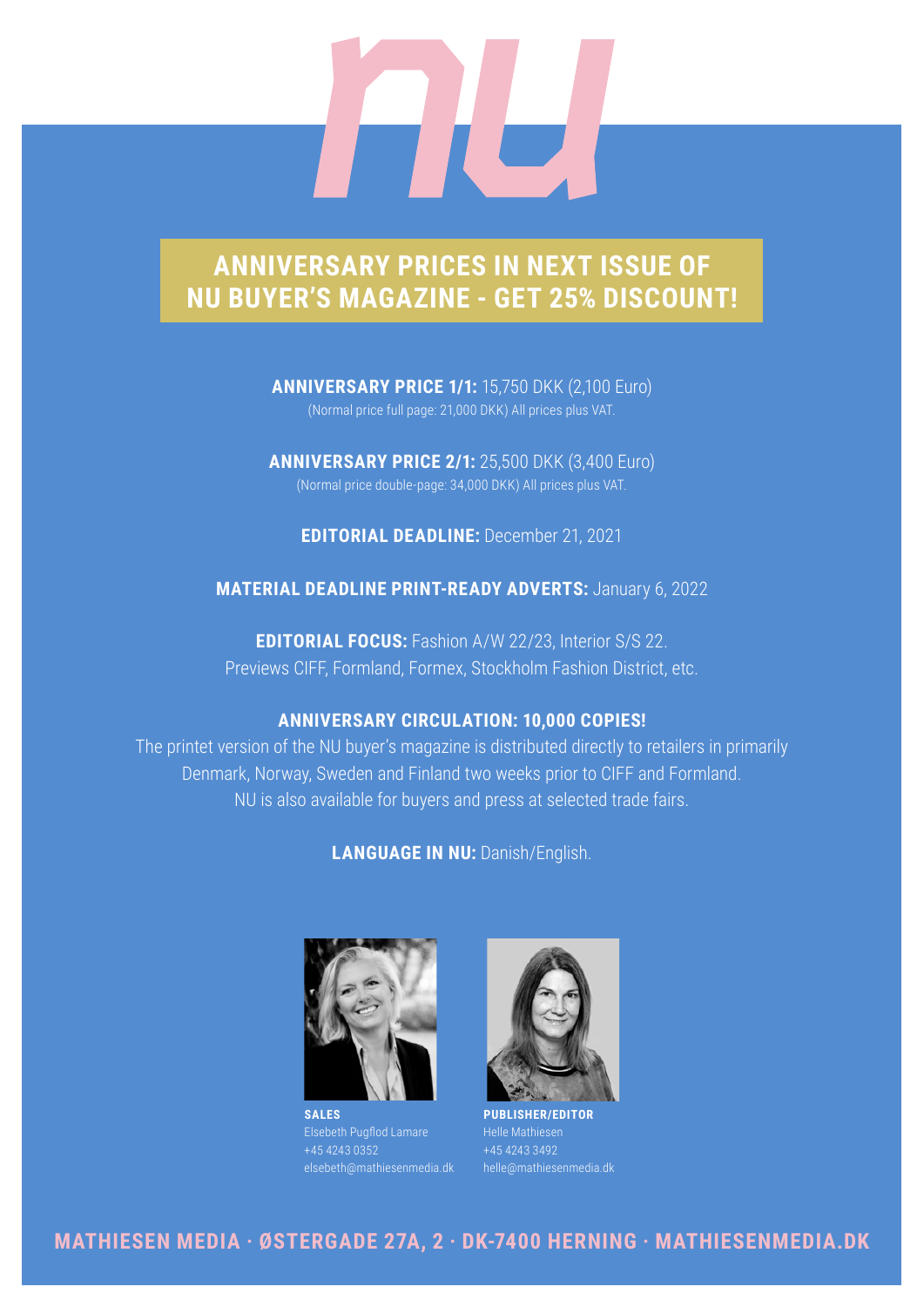# nu

## ANNIVERSARY PRICES IN NEXT ISSUE OF NU BUYER'S MAGAZINE - GET 25% DISCOUNT!

**ANNIVERSARY PRICE 1/1:** 15,750 DKK (2,100 Euro)
(Normal price full page: 21,000 DKK) All prices plus VAT.

**ANNIVERSARY PRICE 2/1:** 25,500 DKK (3,400 Euro)
(Normal price double-page: 34,000 DKK) All prices plus VAT.

**EDITORIAL DEADLINE:** December 21, 2021

**MATERIAL DEADLINE PRINT-READY ADVERTS:** January 6, 2022

**EDITORIAL FOCUS:** Fashion A/W 22/23, Interior S/S 22.
Previews CIFF, Formland, Formex, Stockholm Fashion District, etc.

**ANNIVERSARY CIRCULATION: 10,000 COPIES!**
The printet version of the NU buyer's magazine is distributed directly to retailers in primarily Denmark, Norway, Sweden and Finland two weeks prior to CIFF and Formland.
NU is also available for buyers and press at selected trade fairs.

**LANGUAGE IN NU:** Danish/English.

**SALES**
Elsebeth Pugflod Lamare
+45 4243 0352
elsebeth@mathiesenmedia.dk

**PUBLISHER/EDITOR**
Helle Mathiesen
+45 4243 3492
helle@mathiesenmedia.dk

**MATHIESEN MEDIA · ØSTERGADE 27A, 2 · DK-7400 HERNING · MATHIESENMEDIA.DK**